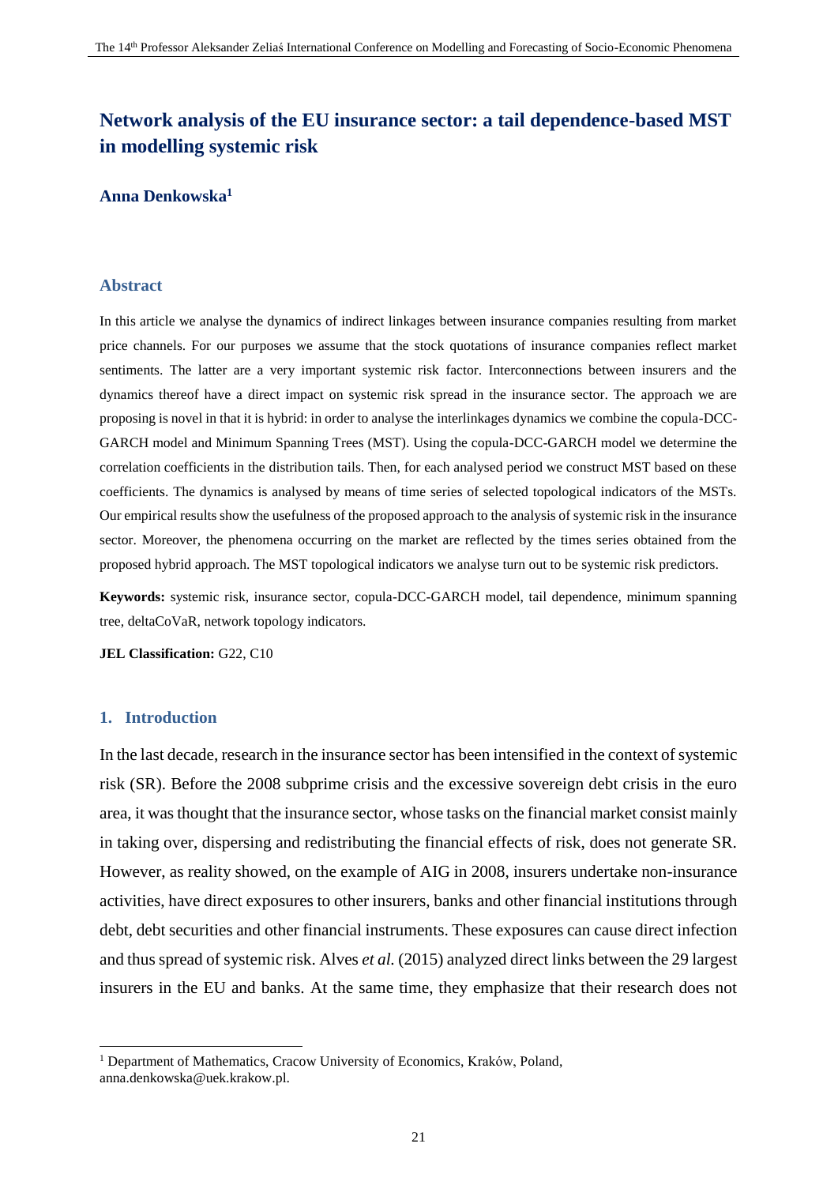# Network analysis of the EU insurance sector: a tail dependence-based MST in modelling systemic risk

**Anna Denkowska**[1]

## Abstract

In this article we analyse the dynamics of indirect linkages between insurance companies resulting from market price channels. For our purposes we assume that the stock quotations of insurance companies reflect market sentiments. The latter are a very important systemic risk factor. Interconnections between insurers and the dynamics thereof have a direct impact on systemic risk spread in the insurance sector. The approach we are proposing is novel in that it is hybrid: in order to analyse the interlinkages dynamics we combine the copula-DCC-GARCH model and Minimum Spanning Trees (MST). Using the copula-DCC-GARCH model we determine the correlation coefficients in the distribution tails. Then, for each analysed period we construct MST based on these coefficients. The dynamics is analysed by means of time series of selected topological indicators of the MSTs. Our empirical results show the usefulness of the proposed approach to the analysis of systemic risk in the insurance sector. Moreover, the phenomena occurring on the market are reflected by the times series obtained from the proposed hybrid approach. The MST topological indicators we analyse turn out to be systemic risk predictors.

**Keywords:** systemic risk, insurance sector, copula-DCC-GARCH model, tail dependence, minimum spanning tree, deltaCoVaR, network topology indicators.

**JEL Classification:** G22, C10

## 1. Introduction

In the last decade, research in the insurance sector has been intensified in the context of systemic risk (SR). Before the 2008 subprime crisis and the excessive sovereign debt crisis in the euro area, it was thought that the insurance sector, whose tasks on the financial market consist mainly in taking over, dispersing and redistributing the financial effects of risk, does not generate SR. However, as reality showed, on the example of AIG in 2008, insurers undertake non-insurance activities, have direct exposures to other insurers, banks and other financial institutions through debt, debt securities and other financial instruments. These exposures can cause direct infection and thus spread of systemic risk. Alves *et al.* (2015) analyzed direct links between the 29 largest insurers in the EU and banks. At the same time, they emphasize that their research does not

[1] Department of Mathematics, Cracow University of Economics, Kraków, Poland, anna.denkowska@uek.krakow.pl.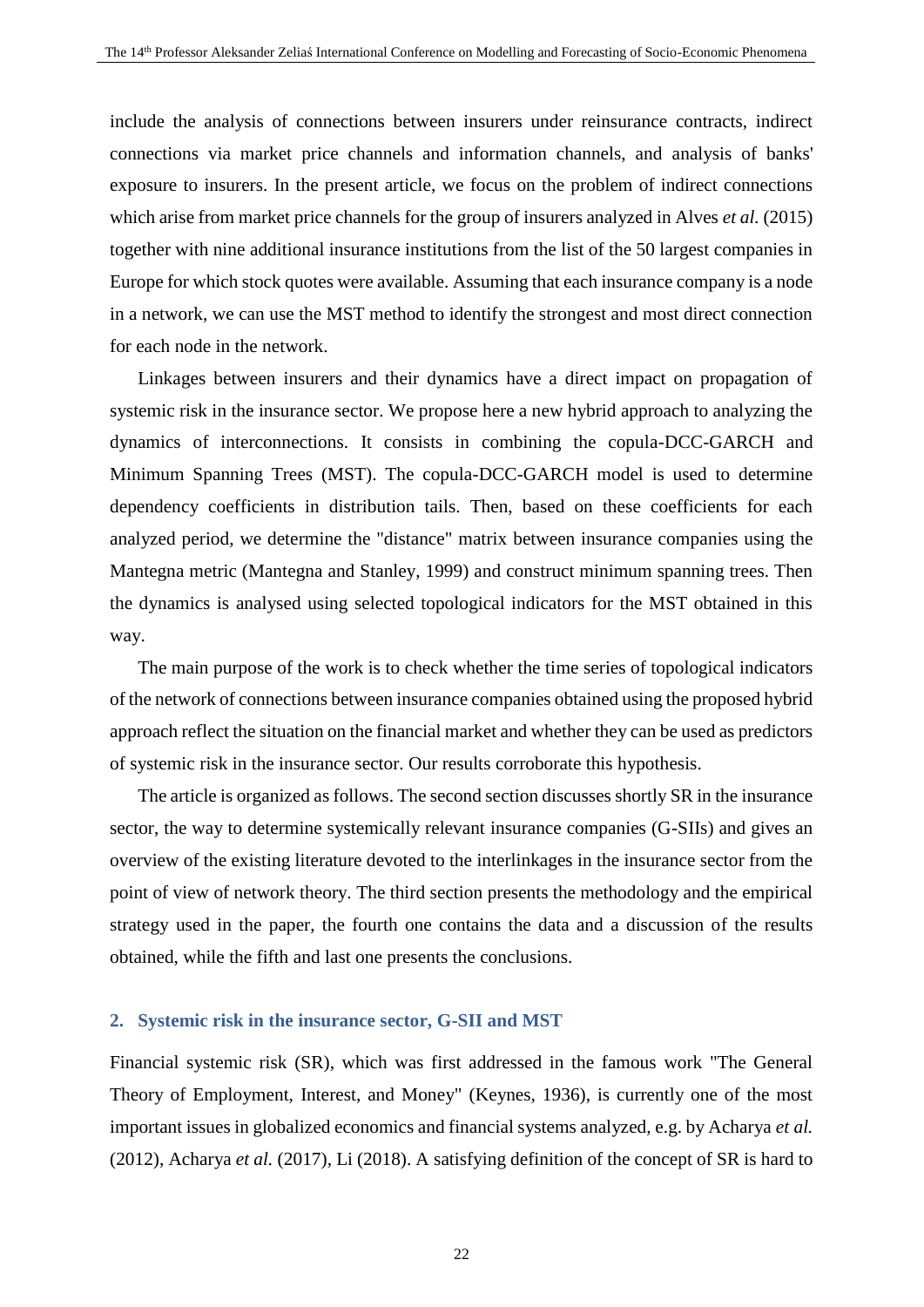include the analysis of connections between insurers under reinsurance contracts, indirect connections via market price channels and information channels, and analysis of banks' exposure to insurers. In the present article, we focus on the problem of indirect connections which arise from market price channels for the group of insurers analyzed in Alves *et al.* (2015) together with nine additional insurance institutions from the list of the 50 largest companies in Europe for which stock quotes were available. Assuming that each insurance company is a node in a network, we can use the MST method to identify the strongest and most direct connection for each node in the network.

Linkages between insurers and their dynamics have a direct impact on propagation of systemic risk in the insurance sector. We propose here a new hybrid approach to analyzing the dynamics of interconnections. It consists in combining the copula-DCC-GARCH and Minimum Spanning Trees (MST). The copula-DCC-GARCH model is used to determine dependency coefficients in distribution tails. Then, based on these coefficients for each analyzed period, we determine the "distance" matrix between insurance companies using the Mantegna metric (Mantegna and Stanley, 1999) and construct minimum spanning trees. Then the dynamics is analysed using selected topological indicators for the MST obtained in this way.

The main purpose of the work is to check whether the time series of topological indicators of the network of connections between insurance companies obtained using the proposed hybrid approach reflect the situation on the financial market and whether they can be used as predictors of systemic risk in the insurance sector. Our results corroborate this hypothesis.

The article is organized as follows. The second section discusses shortly SR in the insurance sector, the way to determine systemically relevant insurance companies (G-SIIs) and gives an overview of the existing literature devoted to the interlinkages in the insurance sector from the point of view of network theory. The third section presents the methodology and the empirical strategy used in the paper, the fourth one contains the data and a discussion of the results obtained, while the fifth and last one presents the conclusions.

## 2. Systemic risk in the insurance sector, G-SII and MST

Financial systemic risk (SR), which was first addressed in the famous work "The General Theory of Employment, Interest, and Money" (Keynes, 1936), is currently one of the most important issues in globalized economics and financial systems analyzed, e.g. by Acharya *et al.* (2012), Acharya *et al.* (2017), Li (2018). A satisfying definition of the concept of SR is hard to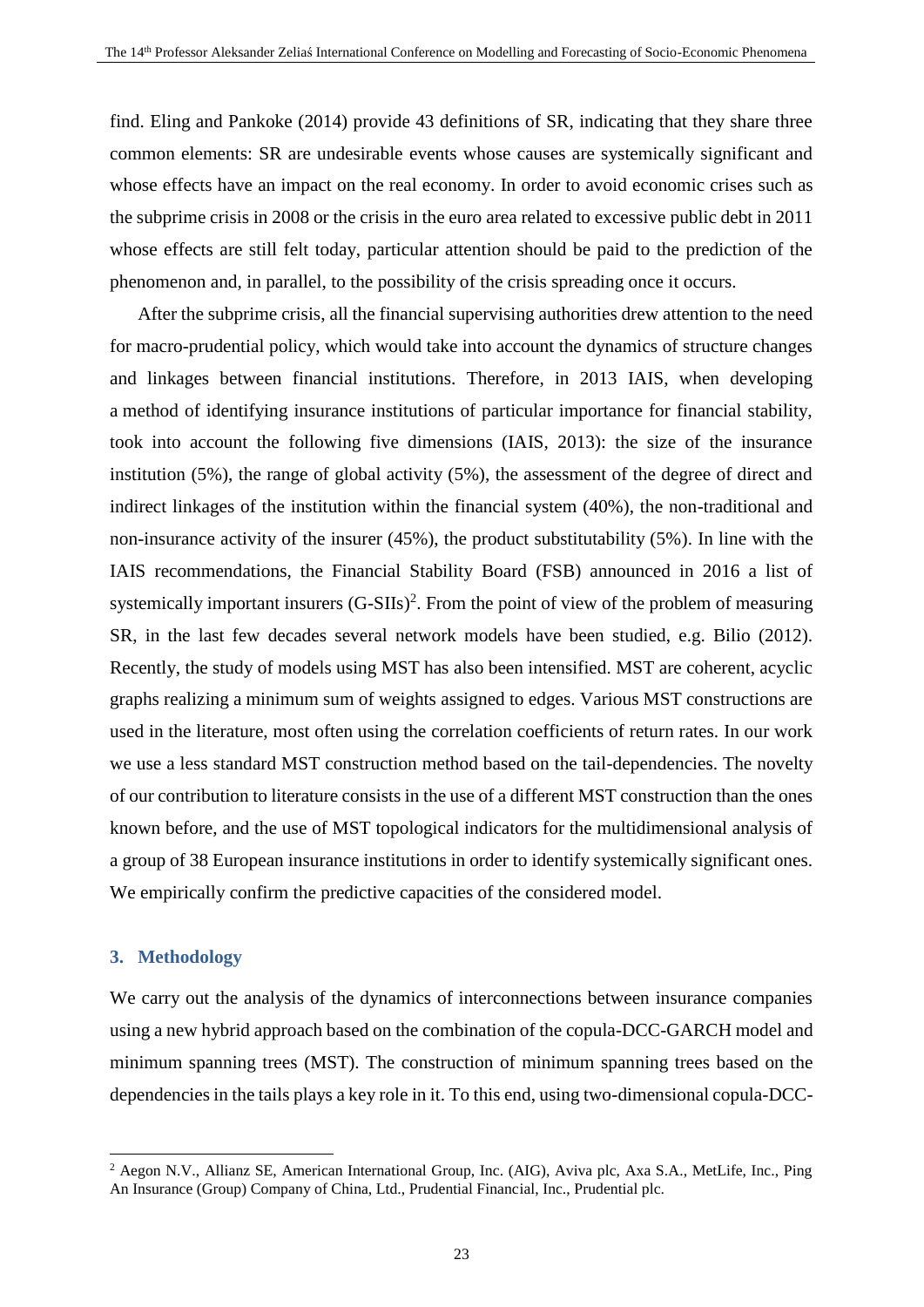find. Eling and Pankoke (2014) provide 43 definitions of SR, indicating that they share three common elements: SR are undesirable events whose causes are systemically significant and whose effects have an impact on the real economy. In order to avoid economic crises such as the subprime crisis in 2008 or the crisis in the euro area related to excessive public debt in 2011 whose effects are still felt today, particular attention should be paid to the prediction of the phenomenon and, in parallel, to the possibility of the crisis spreading once it occurs.

After the subprime crisis, all the financial supervising authorities drew attention to the need for macro-prudential policy, which would take into account the dynamics of structure changes and linkages between financial institutions. Therefore, in 2013 IAIS, when developing a method of identifying insurance institutions of particular importance for financial stability, took into account the following five dimensions (IAIS, 2013): the size of the insurance institution (5%), the range of global activity (5%), the assessment of the degree of direct and indirect linkages of the institution within the financial system (40%), the non-traditional and non-insurance activity of the insurer (45%), the product substitutability (5%). In line with the IAIS recommendations, the Financial Stability Board (FSB) announced in 2016 a list of systemically important insurers (G-SIIs)[2]. From the point of view of the problem of measuring SR, in the last few decades several network models have been studied, e.g. Bilio (2012). Recently, the study of models using MST has also been intensified. MST are coherent, acyclic graphs realizing a minimum sum of weights assigned to edges. Various MST constructions are used in the literature, most often using the correlation coefficients of return rates. In our work we use a less standard MST construction method based on the tail-dependencies. The novelty of our contribution to literature consists in the use of a different MST construction than the ones known before, and the use of MST topological indicators for the multidimensional analysis of a group of 38 European insurance institutions in order to identify systemically significant ones. We empirically confirm the predictive capacities of the considered model.

## 3. Methodology

We carry out the analysis of the dynamics of interconnections between insurance companies using a new hybrid approach based on the combination of the copula-DCC-GARCH model and minimum spanning trees (MST). The construction of minimum spanning trees based on the dependencies in the tails plays a key role in it. To this end, using two-dimensional copula-DCC-

[2] Aegon N.V., Allianz SE, American International Group, Inc. (AIG), Aviva plc, Axa S.A., MetLife, Inc., Ping An Insurance (Group) Company of China, Ltd., Prudential Financial, Inc., Prudential plc.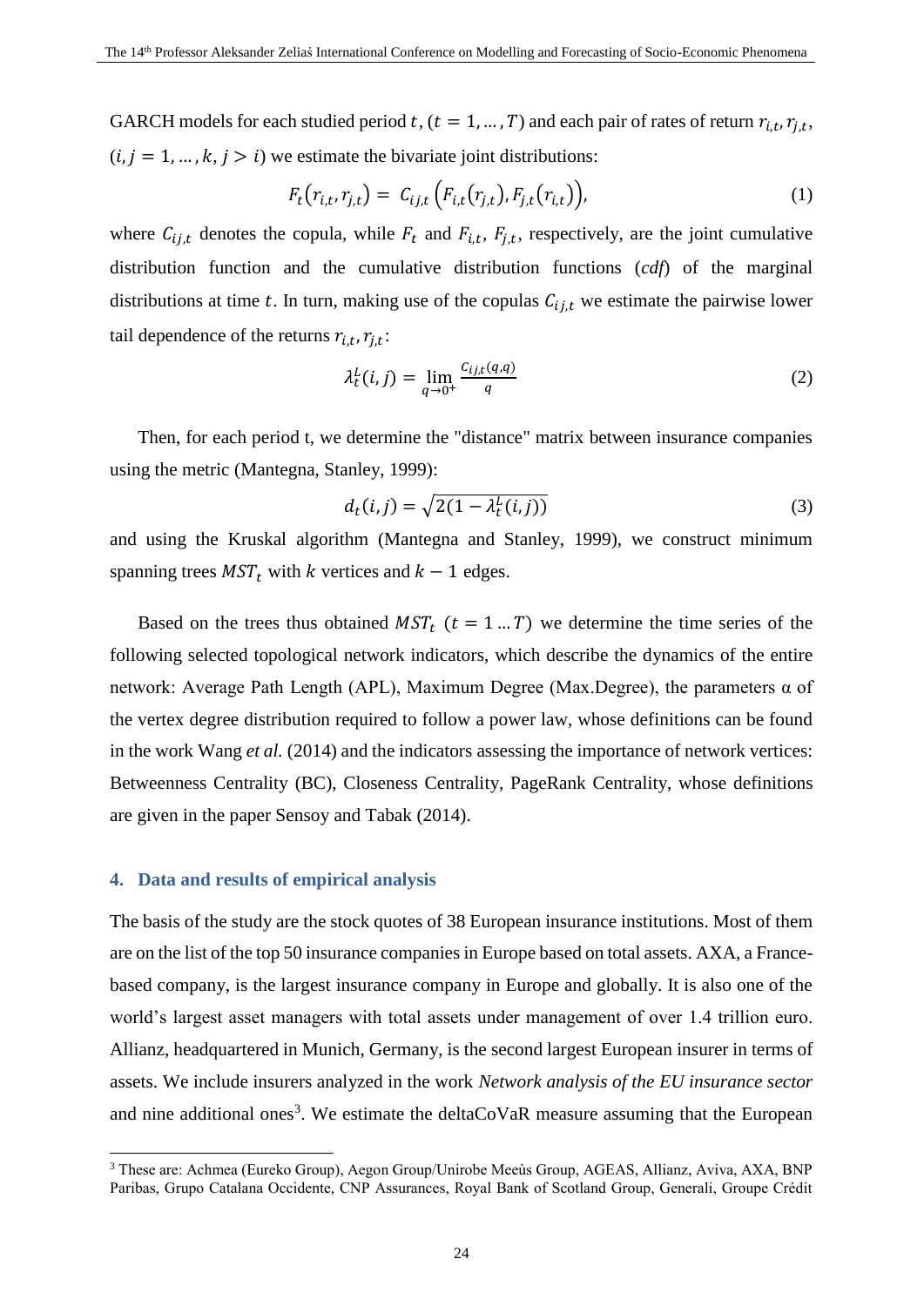GARCH models for each studied period $t$, $(t = 1, \dots, T)$ and each pair of rates of return $r_{i,t}, r_{j,t}$, $(i, j = 1, \dots, k, j > i)$ we estimate the bivariate joint distributions:

$$F_t(r_{i,t}, r_{j,t}) = C_{ij,t}\left(F_{i,t}(r_{j,t}), F_{j,t}(r_{i,t})\right), \tag{1}$$

where $C_{ij,t}$ denotes the copula, while $F_t$ and $F_{i,t}$, $F_{j,t}$, respectively, are the joint cumulative distribution function and the cumulative distribution functions (*cdf*) of the marginal distributions at time $t$. In turn, making use of the copulas $C_{ij,t}$ we estimate the pairwise lower tail dependence of the returns $r_{i,t}, r_{j,t}$:

$$\lambda_t^L(i,j) = \lim_{q \to 0^+} \frac{C_{ij,t}(q,q)}{q} \tag{2}$$

Then, for each period t, we determine the "distance" matrix between insurance companies using the metric (Mantegna, Stanley, 1999):

$$d_t(i,j) = \sqrt{2(1 - \lambda_t^L(i,j))} \tag{3}$$

and using the Kruskal algorithm (Mantegna and Stanley, 1999), we construct minimum spanning trees $MST_t$ with $k$ vertices and $k - 1$ edges.

Based on the trees thus obtained $MST_t$ $(t = 1 \dots T)$ we determine the time series of the following selected topological network indicators, which describe the dynamics of the entire network: Average Path Length (APL), Maximum Degree (Max.Degree), the parameters α of the vertex degree distribution required to follow a power law, whose definitions can be found in the work Wang *et al.* (2014) and the indicators assessing the importance of network vertices: Betweenness Centrality (BC), Closeness Centrality, PageRank Centrality, whose definitions are given in the paper Sensoy and Tabak (2014).

## 4. Data and results of empirical analysis

The basis of the study are the stock quotes of 38 European insurance institutions. Most of them are on the list of the top 50 insurance companies in Europe based on total assets. AXA, a France-based company, is the largest insurance company in Europe and globally. It is also one of the world's largest asset managers with total assets under management of over 1.4 trillion euro. Allianz, headquartered in Munich, Germany, is the second largest European insurer in terms of assets. We include insurers analyzed in the work *Network analysis of the EU insurance sector* and nine additional ones[3]. We estimate the deltaCoVaR measure assuming that the European

[3] These are: Achmea (Eureko Group), Aegon Group/Unirobe Meeùs Group, AGEAS, Allianz, Aviva, AXA, BNP Paribas, Grupo Catalana Occidente, CNP Assurances, Royal Bank of Scotland Group, Generali, Groupe Crédit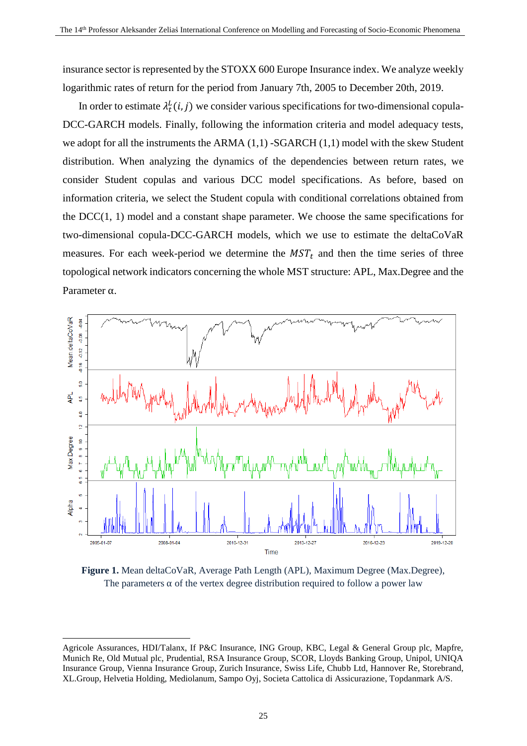insurance sector is represented by the STOXX 600 Europe Insurance index. We analyze weekly logarithmic rates of return for the period from January 7th, 2005 to December 20th, 2019.

In order to estimate $\lambda_t^L(i,j)$ we consider various specifications for two-dimensional copula-DCC-GARCH models. Finally, following the information criteria and model adequacy tests, we adopt for all the instruments the ARMA (1,1) -SGARCH (1,1) model with the skew Student distribution. When analyzing the dynamics of the dependencies between return rates, we consider Student copulas and various DCC model specifications. As before, based on information criteria, we select the Student copula with conditional correlations obtained from the DCC(1, 1) model and a constant shape parameter. We choose the same specifications for two-dimensional copula-DCC-GARCH models, which we use to estimate the deltaCoVaR measures. For each week-period we determine the $MST_t$ and then the time series of three topological network indicators concerning the whole MST structure: APL, Max.Degree and the Parameter α.

Mean deltaCoVaR
-0.04
-0.08
-0.12
-0.16
APL
5.0
4.5
4.0
Max.Degree
12
10
9
8
7
6
5
6.5
Alpha
5
4
3
2
2005-01-07
2008-01-04
2010-12-31
2013-12-27
2016-12-23
2019-12-20
Time

**Figure 1.** Mean deltaCoVaR, Average Path Length (APL), Maximum Degree (Max.Degree), The parameters α of the vertex degree distribution required to follow a power law

Agricole Assurances, HDI/Talanx, If P&C Insurance, ING Group, KBC, Legal & General Group plc, Mapfre, Munich Re, Old Mutual plc, Prudential, RSA Insurance Group, SCOR, Lloyds Banking Group, Unipol, UNIQA Insurance Group, Vienna Insurance Group, Zurich Insurance, Swiss Life, Chubb Ltd, Hannover Re, Storebrand, XL.Group, Helvetia Holding, Mediolanum, Sampo Oyj, Societa Cattolica di Assicurazione, Topdanmark A/S.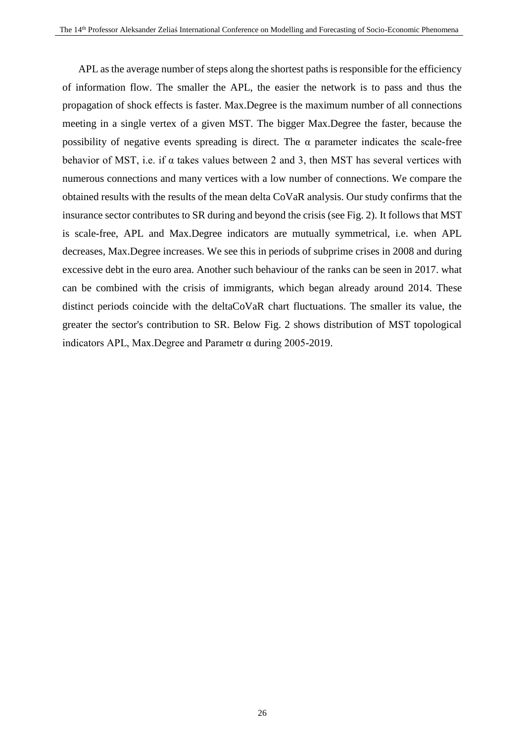APL as the average number of steps along the shortest paths is responsible for the efficiency of information flow. The smaller the APL, the easier the network is to pass and thus the propagation of shock effects is faster. Max.Degree is the maximum number of all connections meeting in a single vertex of a given MST. The bigger Max.Degree the faster, because the possibility of negative events spreading is direct. The $\alpha$ parameter indicates the scale-free behavior of MST, i.e. if $\alpha$ takes values between 2 and 3, then MST has several vertices with numerous connections and many vertices with a low number of connections. We compare the obtained results with the results of the mean delta CoVaR analysis. Our study confirms that the insurance sector contributes to SR during and beyond the crisis (see Fig. 2). It follows that MST is scale-free, APL and Max.Degree indicators are mutually symmetrical, i.e. when APL decreases, Max.Degree increases. We see this in periods of subprime crises in 2008 and during excessive debt in the euro area. Another such behaviour of the ranks can be seen in 2017. what can be combined with the crisis of immigrants, which began already around 2014. These distinct periods coincide with the deltaCoVaR chart fluctuations. The smaller its value, the greater the sector's contribution to SR. Below Fig. 2 shows distribution of MST topological indicators APL, Max.Degree and Parametr $\alpha$ during 2005-2019.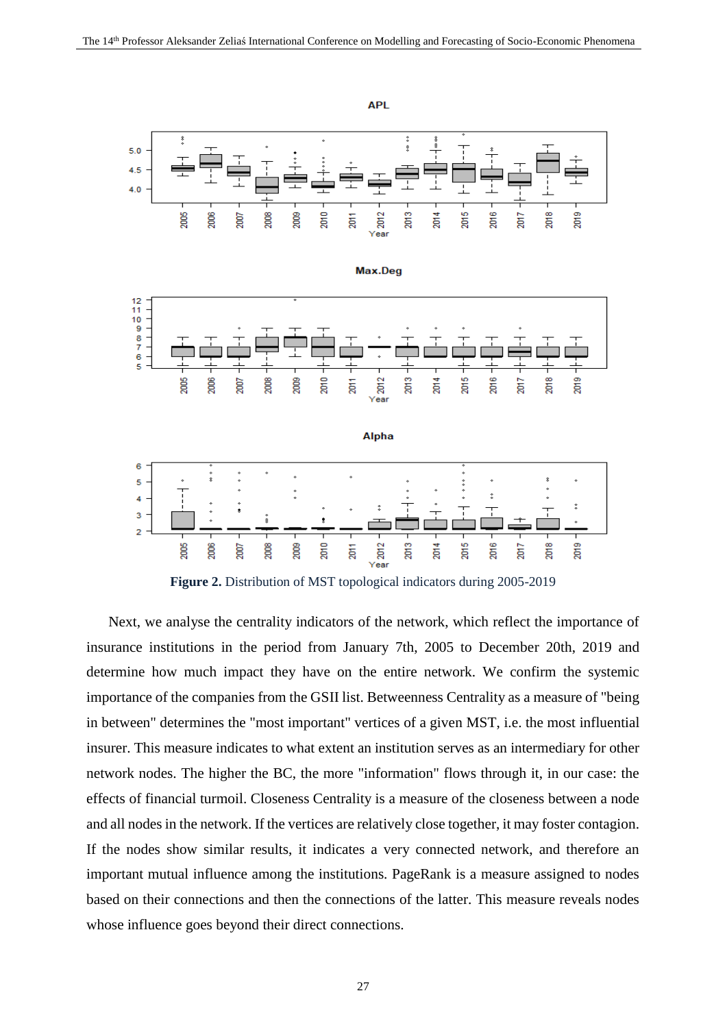APL

5.0
4.5
4.0

2005 2006 2007 2008 2009 2010 2011 2012 2013 2014 2015 2016 2017 2018 2019
Year

Max.Deg

12
11
10
9
8
7
6
5

2005 2006 2007 2008 2009 2010 2011 2012 2013 2014 2015 2016 2017 2018 2019
Year

Alpha

6
5
4
3
2

2005 2006 2007 2008 2009 2010 2011 2012 2013 2014 2015 2016 2017 2018 2019
Year

**Figure 2.** Distribution of MST topological indicators during 2005-2019

Next, we analyse the centrality indicators of the network, which reflect the importance of insurance institutions in the period from January 7th, 2005 to December 20th, 2019 and determine how much impact they have on the entire network. We confirm the systemic importance of the companies from the GSII list. Betweenness Centrality as a measure of "being in between" determines the "most important" vertices of a given MST, i.e. the most influential insurer. This measure indicates to what extent an institution serves as an intermediary for other network nodes. The higher the BC, the more "information" flows through it, in our case: the effects of financial turmoil. Closeness Centrality is a measure of the closeness between a node and all nodes in the network. If the vertices are relatively close together, it may foster contagion. If the nodes show similar results, it indicates a very connected network, and therefore an important mutual influence among the institutions. PageRank is a measure assigned to nodes based on their connections and then the connections of the latter. This measure reveals nodes whose influence goes beyond their direct connections.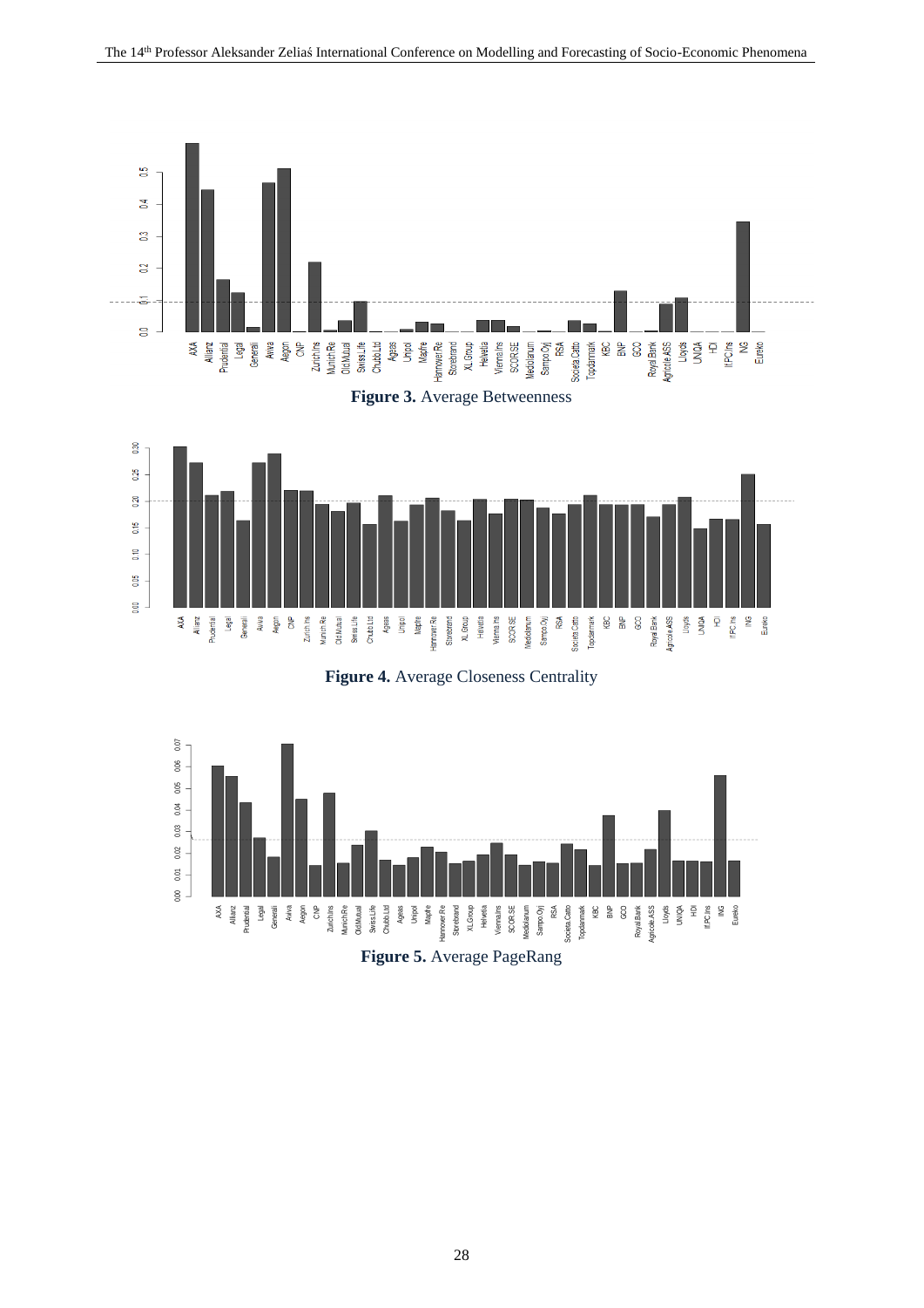0.0
0.1
0.2
0.3
0.4
0.5

AXA Allianz Prudential Legal Generali Aviva Aegon CNP Zurich Ins Munich Re Old Mutual Swiss Life Chubb Ltd Ageas Unipol Mapfre Hannover Re Storebrand XL Group Helvetia Vienna Ins SCOR SE Mediolanum Sampo Oyj RSA Societa Catto Topdanmark KBC BNP GCO Royal Bank Agricole ASS Lloyds UNIQA HDI If PC Ins ING Eureko

**Figure 3.** Average Betweenness

0.00
0.05
0.10
0.15
0.20
0.25
0.30

AXA Allianz Prudential Legal Generali Aviva Aegon CNP Zurich Ins Munich Re Old Mutual Swiss Life Chubb Ltd Ageas Unipol Mapfre Hannover Re Storebrand XL Group Helvetia Vienna Ins SCOR SE Mediolanum Sampo Oyj RSA Societa Catto Topdanmark KBC BNP GCO Royal Bank Agricole ASS Lloyds UNIQA HDI If PC Ins ING Eureko

**Figure 4.** Average Closeness Centrality

0.00
0.01
0.02
0.03
0.04
0.05
0.06
0.07

AXA Allianz Prudential Legal Generali Aviva Aegon CNP Zurich Ins Munich Re Old Mutual Swiss Life Chubb Ltd Ageas Unipol Mapfre Hannover Re Storebrand XL Group Helvetia Vienna Ins SCOR SE Mediolanum Sampo Oyj RSA Societa Catto Topdanmark KBC BNP GCO Royal Bank Agricole ASS Lloyds UNIQA HDI If PC Ins ING Eureko

**Figure 5.** Average PageRang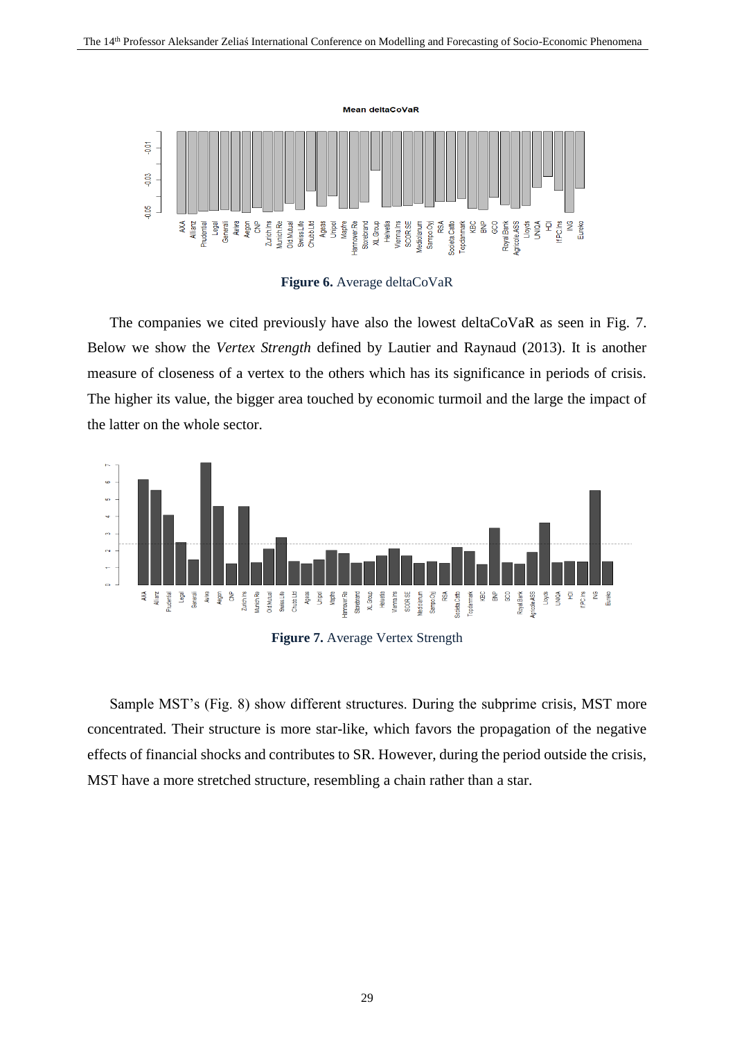Mean deltaCoVaR

-0.01
-0.03
-0.05

AXA Allianz Prudential Legal Generali Aviva Aegon CNP Zurich Ins Munich Re Old Mutual Swiss Life Chubb Ltd Ageas Unipol Mapfre Hannover Re Storebrand XL Group Helvetia Vienna Ins SCOR SE Mediolanum Sampo Oyj RSA Societa Catto Topdanmark KBC BNP GCO Royal Bank Agricole ASS Lloyds UNIQA HDI If P&C Ins ING Eureko

**Figure 6.** Average deltaCoVaR

The companies we cited previously have also the lowest deltaCoVaR as seen in Fig. 7. Below we show the *Vertex Strength* defined by Lautier and Raynaud (2013). It is another measure of closeness of a vertex to the others which has its significance in periods of crisis. The higher its value, the bigger area touched by economic turmoil and the large the impact of the latter on the whole sector.

0 1 2 3 4 5 6 7

AXA Allianz Prudential Legal Generali Aviva Aegon CNP Zurich Ins Munich Re Old Mutual Swiss Life Chubb Ltd Ageas Unipol Mapfre Hannover Re Storebrand XL Group Helvetia Vienna Ins SCOR SE Mediolanum Sampo Oyj RSA Societa Catto Topdanmark KBC BNP GCO Royal Bank Agricole ASS Lloyds UNIQA HDI If P&C Ins ING Eureko

**Figure 7.** Average Vertex Strength

Sample MST's (Fig. 8) show different structures. During the subprime crisis, MST more concentrated. Their structure is more star-like, which favors the propagation of the negative effects of financial shocks and contributes to SR. However, during the period outside the crisis, MST have a more stretched structure, resembling a chain rather than a star.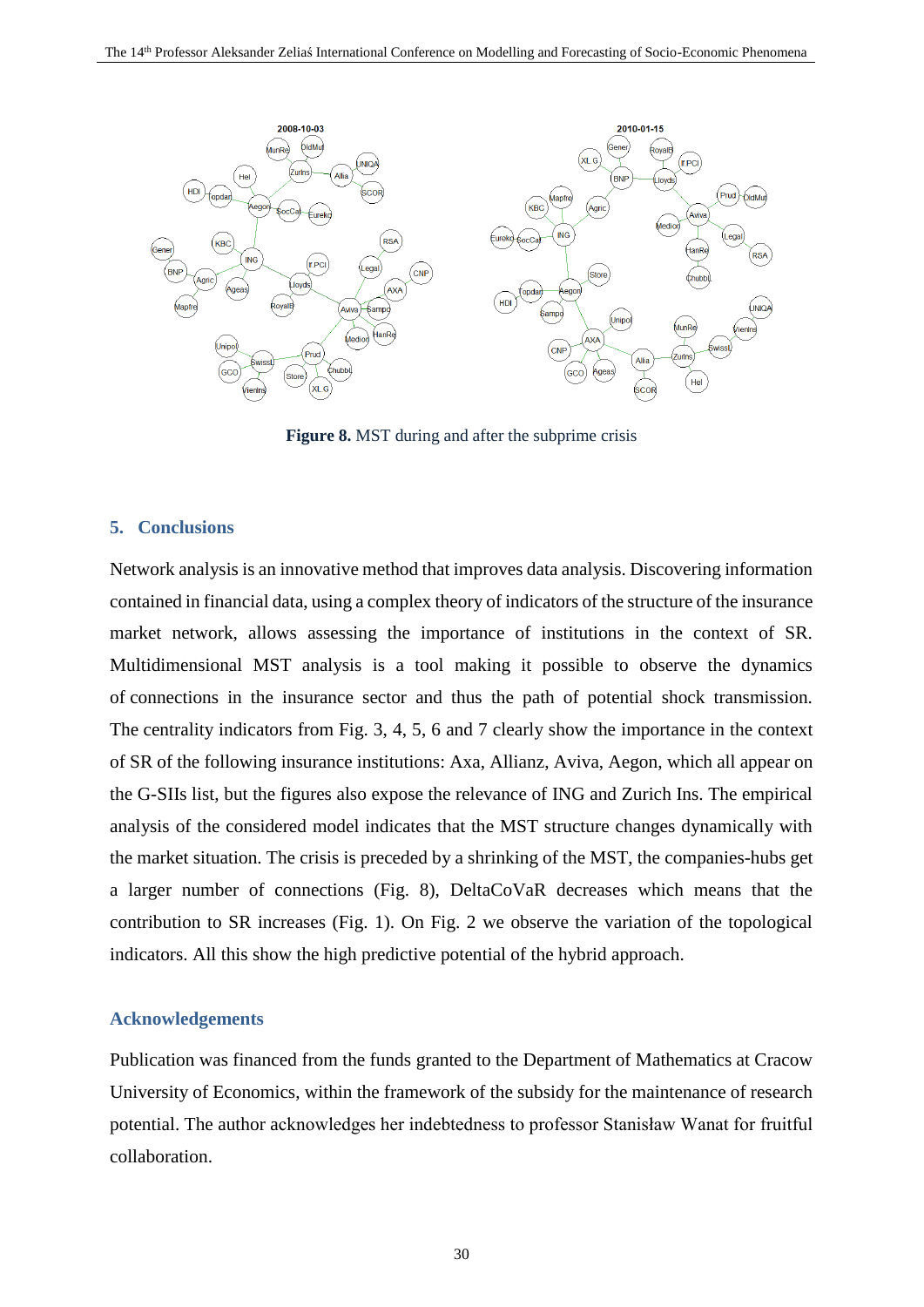**Figure 8.** MST during and after the subprime crisis

## 5. Conclusions

Network analysis is an innovative method that improves data analysis. Discovering information contained in financial data, using a complex theory of indicators of the structure of the insurance market network, allows assessing the importance of institutions in the context of SR. Multidimensional MST analysis is a tool making it possible to observe the dynamics of connections in the insurance sector and thus the path of potential shock transmission. The centrality indicators from Fig. 3, 4, 5, 6 and 7 clearly show the importance in the context of SR of the following insurance institutions: Axa, Allianz, Aviva, Aegon, which all appear on the G-SIIs list, but the figures also expose the relevance of ING and Zurich Ins. The empirical analysis of the considered model indicates that the MST structure changes dynamically with the market situation. The crisis is preceded by a shrinking of the MST, the companies-hubs get a larger number of connections (Fig. 8), DeltaCoVaR decreases which means that the contribution to SR increases (Fig. 1). On Fig. 2 we observe the variation of the topological indicators. All this show the high predictive potential of the hybrid approach.

## Acknowledgements

Publication was financed from the funds granted to the Department of Mathematics at Cracow University of Economics, within the framework of the subsidy for the maintenance of research potential. The author acknowledges her indebtedness to professor Stanisław Wanat for fruitful collaboration.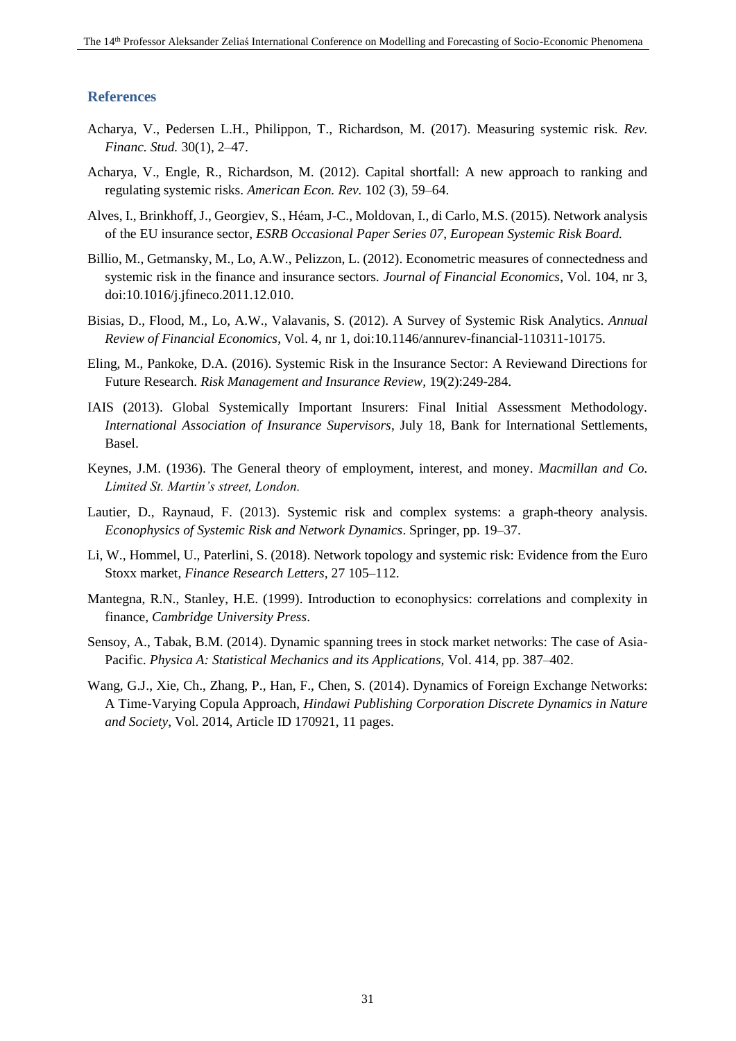## References

Acharya, V., Pedersen L.H., Philippon, T., Richardson, M. (2017). Measuring systemic risk. *Rev. Financ. Stud.* 30(1), 2–47.

Acharya, V., Engle, R., Richardson, M. (2012). Capital shortfall: A new approach to ranking and regulating systemic risks. *American Econ. Rev.* 102 (3), 59–64.

Alves, I., Brinkhoff, J., Georgiev, S., Héam, J-C., Moldovan, I., di Carlo, M.S. (2015). Network analysis of the EU insurance sector, *ESRB Occasional Paper Series 07*, *European Systemic Risk Board.*

Billio, M., Getmansky, M., Lo, A.W., Pelizzon, L. (2012). Econometric measures of connectedness and systemic risk in the finance and insurance sectors. *Journal of Financial Economics*, Vol. 104, nr 3, doi:10.1016/j.jfineco.2011.12.010.

Bisias, D., Flood, M., Lo, A.W., Valavanis, S. (2012). A Survey of Systemic Risk Analytics. *Annual Review of Financial Economics*, Vol. 4, nr 1, doi:10.1146/annurev-financial-110311-10175.

Eling, M., Pankoke, D.A. (2016). Systemic Risk in the Insurance Sector: A Reviewand Directions for Future Research. *Risk Management and Insurance Review*, 19(2):249-284.

IAIS (2013). Global Systemically Important Insurers: Final Initial Assessment Methodology. *International Association of Insurance Supervisors*, July 18, Bank for International Settlements, Basel.

Keynes, J.M. (1936). The General theory of employment, interest, and money. *Macmillan and Co. Limited St. Martin's street, London.*

Lautier, D., Raynaud, F. (2013). Systemic risk and complex systems: a graph-theory analysis. *Econophysics of Systemic Risk and Network Dynamics*. Springer, pp. 19–37.

Li, W., Hommel, U., Paterlini, S. (2018). Network topology and systemic risk: Evidence from the Euro Stoxx market, *Finance Research Letters,* 27 105–112.

Mantegna, R.N., Stanley, H.E. (1999). Introduction to econophysics: correlations and complexity in finance, *Cambridge University Press*.

Sensoy, A., Tabak, B.M. (2014). Dynamic spanning trees in stock market networks: The case of Asia-Pacific. *Physica A: Statistical Mechanics and its Applications,* Vol. 414, pp. 387–402.

Wang, G.J., Xie, Ch., Zhang, P., Han, F., Chen, S. (2014). Dynamics of Foreign Exchange Networks: A Time-Varying Copula Approach, *Hindawi Publishing Corporation Discrete Dynamics in Nature and Society*, Vol. 2014, Article ID 170921, 11 pages.